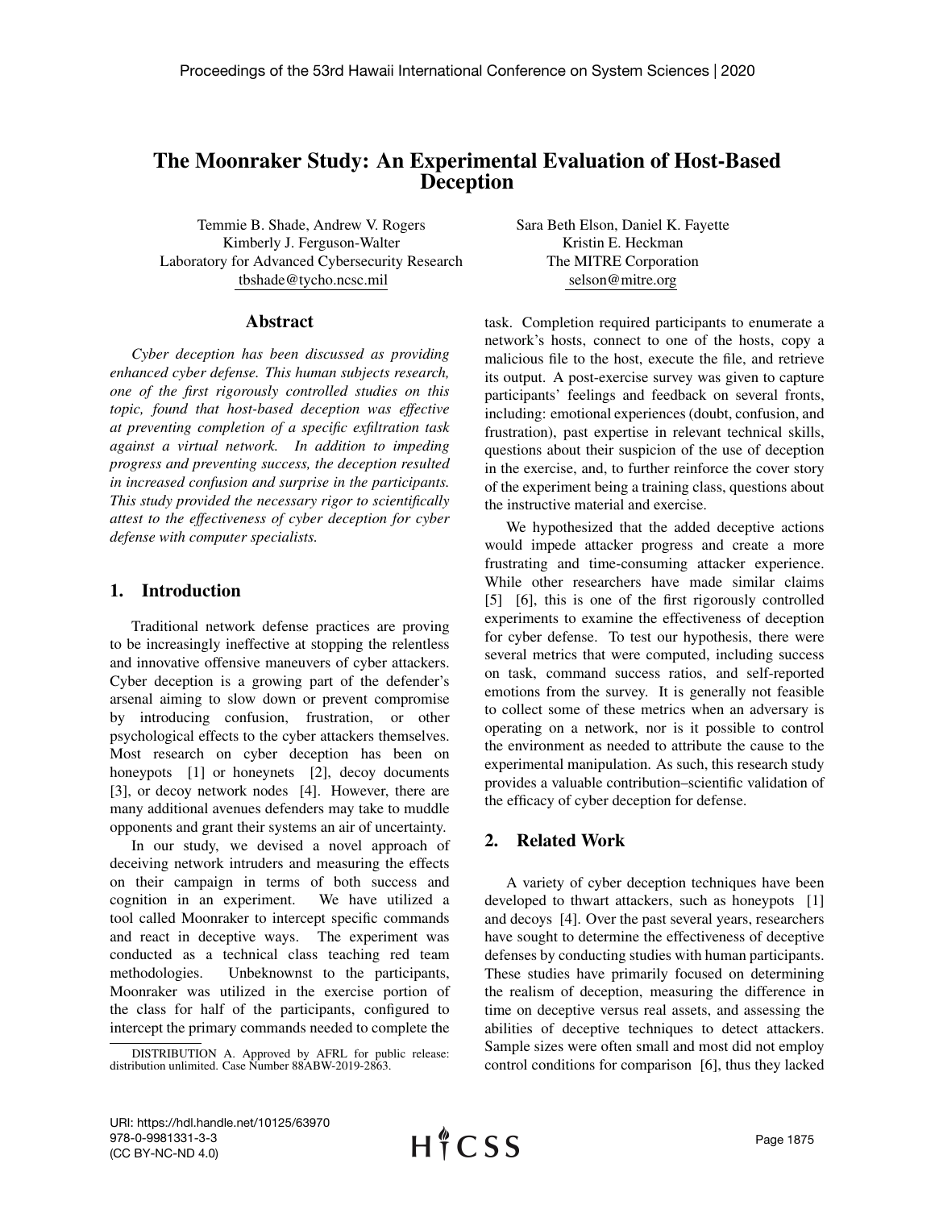# The Moonraker Study: An Experimental Evaluation of Host-Based Deception

Temmie B. Shade, Andrew V. Rogers  
Kimberly J. Ferguson-Walter  
Laboratory for Advanced Cybersecurity Research  
tbshade@tycho.ncsc.mil

Sara Beth Elson, Daniel K. Fayette  
Kristin E. Heckman  
The MITRE Corporation  
selson@mitre.org

## Abstract

*Cyber deception has been discussed as providing enhanced cyber defense. This human subjects research, one of the first rigorously controlled studies on this topic, found that host-based deception was effective at preventing completion of a specific exfiltration task against a virtual network. In addition to impeding progress and preventing success, the deception resulted in increased confusion and surprise in the participants. This study provided the necessary rigor to scientifically attest to the effectiveness of cyber deception for cyber defense with computer specialists.*

## 1. Introduction

Traditional network defense practices are proving to be increasingly ineffective at stopping the relentless and innovative offensive maneuvers of cyber attackers. Cyber deception is a growing part of the defender's arsenal aiming to slow down or prevent compromise by introducing confusion, frustration, or other psychological effects to the cyber attackers themselves. Most research on cyber deception has been on honeypots [1] or honeynets [2], decoy documents [3], or decoy network nodes [4]. However, there are many additional avenues defenders may take to muddle opponents and grant their systems an air of uncertainty.

In our study, we devised a novel approach of deceiving network intruders and measuring the effects on their campaign in terms of both success and cognition in an experiment. We have utilized a tool called Moonraker to intercept specific commands and react in deceptive ways. The experiment was conducted as a technical class teaching red team methodologies. Unbeknownst to the participants, Moonraker was utilized in the exercise portion of the class for half of the participants, configured to intercept the primary commands needed to complete the task. Completion required participants to enumerate a network's hosts, connect to one of the hosts, copy a malicious file to the host, execute the file, and retrieve its output. A post-exercise survey was given to capture participants' feelings and feedback on several fronts, including: emotional experiences (doubt, confusion, and frustration), past expertise in relevant technical skills, questions about their suspicion of the use of deception in the exercise, and, to further reinforce the cover story of the experiment being a training class, questions about the instructive material and exercise.

We hypothesized that the added deceptive actions would impede attacker progress and create a more frustrating and time-consuming attacker experience. While other researchers have made similar claims [5] [6], this is one of the first rigorously controlled experiments to examine the effectiveness of deception for cyber defense. To test our hypothesis, there were several metrics that were computed, including success on task, command success ratios, and self-reported emotions from the survey. It is generally not feasible to collect some of these metrics when an adversary is operating on a network, nor is it possible to control the environment as needed to attribute the cause to the experimental manipulation. As such, this research study provides a valuable contribution–scientific validation of the efficacy of cyber deception for defense.

## 2. Related Work

A variety of cyber deception techniques have been developed to thwart attackers, such as honeypots [1] and decoys [4]. Over the past several years, researchers have sought to determine the effectiveness of deceptive defenses by conducting studies with human participants. These studies have primarily focused on determining the realism of deception, measuring the difference in time on deceptive versus real assets, and assessing the abilities of deceptive techniques to detect attackers. Sample sizes were often small and most did not employ control conditions for comparison [6], thus they lacked

DISTRIBUTION A. Approved by AFRL for public release: distribution unlimited. Case Number 88ABW-2019-2863.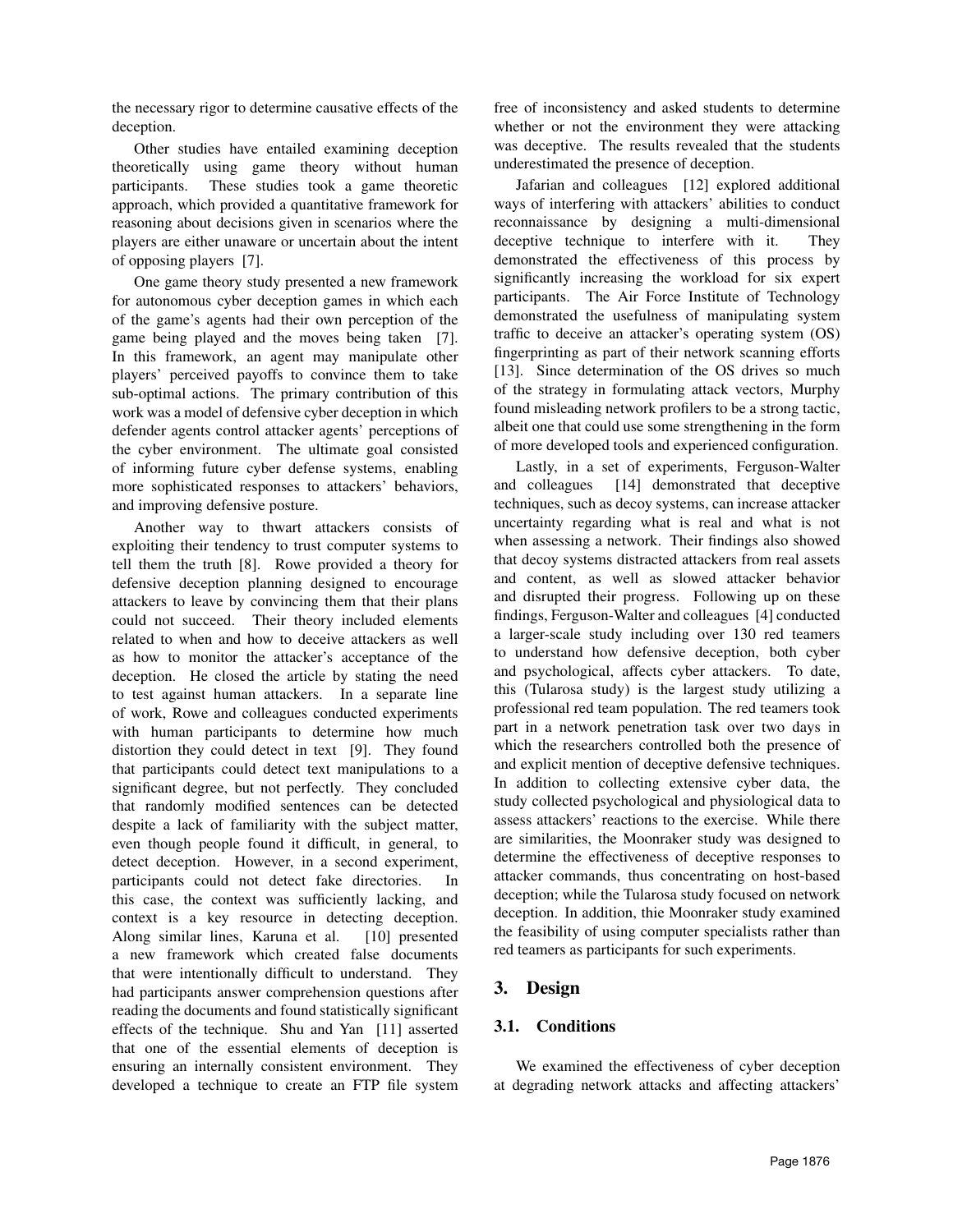the necessary rigor to determine causative effects of the deception.

Other studies have entailed examining deception theoretically using game theory without human participants. These studies took a game theoretic approach, which provided a quantitative framework for reasoning about decisions given in scenarios where the players are either unaware or uncertain about the intent of opposing players [7].

One game theory study presented a new framework for autonomous cyber deception games in which each of the game's agents had their own perception of the game being played and the moves being taken [7]. In this framework, an agent may manipulate other players' perceived payoffs to convince them to take sub-optimal actions. The primary contribution of this work was a model of defensive cyber deception in which defender agents control attacker agents' perceptions of the cyber environment. The ultimate goal consisted of informing future cyber defense systems, enabling more sophisticated responses to attackers' behaviors, and improving defensive posture.

Another way to thwart attackers consists of exploiting their tendency to trust computer systems to tell them the truth [8]. Rowe provided a theory for defensive deception planning designed to encourage attackers to leave by convincing them that their plans could not succeed. Their theory included elements related to when and how to deceive attackers as well as how to monitor the attacker's acceptance of the deception. He closed the article by stating the need to test against human attackers. In a separate line of work, Rowe and colleagues conducted experiments with human participants to determine how much distortion they could detect in text [9]. They found that participants could detect text manipulations to a significant degree, but not perfectly. They concluded that randomly modified sentences can be detected despite a lack of familiarity with the subject matter, even though people found it difficult, in general, to detect deception. However, in a second experiment, participants could not detect fake directories. In this case, the context was sufficiently lacking, and context is a key resource in detecting deception. Along similar lines, Karuna et al. [10] presented a new framework which created false documents that were intentionally difficult to understand. They had participants answer comprehension questions after reading the documents and found statistically significant effects of the technique. Shu and Yan [11] asserted that one of the essential elements of deception is ensuring an internally consistent environment. They developed a technique to create an FTP file system free of inconsistency and asked students to determine whether or not the environment they were attacking was deceptive. The results revealed that the students underestimated the presence of deception.

Jafarian and colleagues [12] explored additional ways of interfering with attackers' abilities to conduct reconnaissance by designing a multi-dimensional deceptive technique to interfere with it. They demonstrated the effectiveness of this process by significantly increasing the workload for six expert participants. The Air Force Institute of Technology demonstrated the usefulness of manipulating system traffic to deceive an attacker's operating system (OS) fingerprinting as part of their network scanning efforts [13]. Since determination of the OS drives so much of the strategy in formulating attack vectors, Murphy found misleading network profilers to be a strong tactic, albeit one that could use some strengthening in the form of more developed tools and experienced configuration.

Lastly, in a set of experiments, Ferguson-Walter and colleagues [14] demonstrated that deceptive techniques, such as decoy systems, can increase attacker uncertainty regarding what is real and what is not when assessing a network. Their findings also showed that decoy systems distracted attackers from real assets and content, as well as slowed attacker behavior and disrupted their progress. Following up on these findings, Ferguson-Walter and colleagues [4] conducted a larger-scale study including over 130 red teamers to understand how defensive deception, both cyber and psychological, affects cyber attackers. To date, this (Tularosa study) is the largest study utilizing a professional red team population. The red teamers took part in a network penetration task over two days in which the researchers controlled both the presence of and explicit mention of deceptive defensive techniques. In addition to collecting extensive cyber data, the study collected psychological and physiological data to assess attackers' reactions to the exercise. While there are similarities, the Moonraker study was designed to determine the effectiveness of deceptive responses to attacker commands, thus concentrating on host-based deception; while the Tularosa study focused on network deception. In addition, thie Moonraker study examined the feasibility of using computer specialists rather than red teamers as participants for such experiments.

## 3. Design

### 3.1. Conditions

We examined the effectiveness of cyber deception at degrading network attacks and affecting attackers'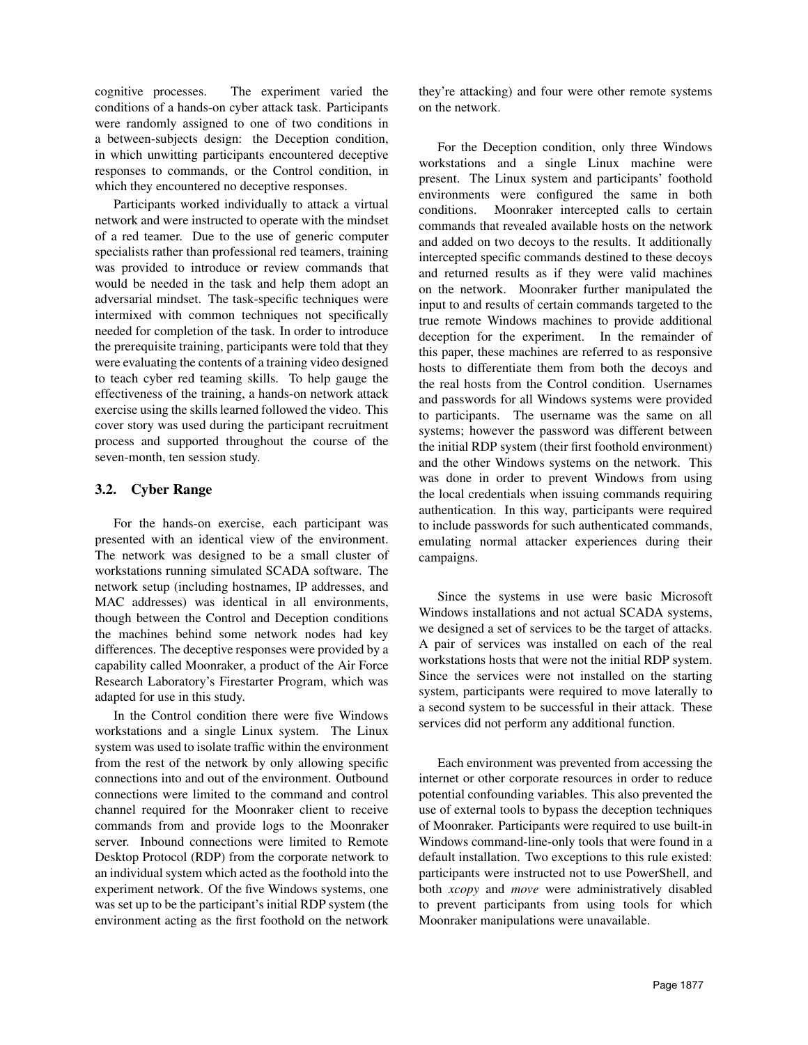cognitive processes. The experiment varied the conditions of a hands-on cyber attack task. Participants were randomly assigned to one of two conditions in a between-subjects design: the Deception condition, in which unwitting participants encountered deceptive responses to commands, or the Control condition, in which they encountered no deceptive responses.

Participants worked individually to attack a virtual network and were instructed to operate with the mindset of a red teamer. Due to the use of generic computer specialists rather than professional red teamers, training was provided to introduce or review commands that would be needed in the task and help them adopt an adversarial mindset. The task-specific techniques were intermixed with common techniques not specifically needed for completion of the task. In order to introduce the prerequisite training, participants were told that they were evaluating the contents of a training video designed to teach cyber red teaming skills. To help gauge the effectiveness of the training, a hands-on network attack exercise using the skills learned followed the video. This cover story was used during the participant recruitment process and supported throughout the course of the seven-month, ten session study.

### 3.2. Cyber Range

For the hands-on exercise, each participant was presented with an identical view of the environment. The network was designed to be a small cluster of workstations running simulated SCADA software. The network setup (including hostnames, IP addresses, and MAC addresses) was identical in all environments, though between the Control and Deception conditions the machines behind some network nodes had key differences. The deceptive responses were provided by a capability called Moonraker, a product of the Air Force Research Laboratory's Firestarter Program, which was adapted for use in this study.

In the Control condition there were five Windows workstations and a single Linux system. The Linux system was used to isolate traffic within the environment from the rest of the network by only allowing specific connections into and out of the environment. Outbound connections were limited to the command and control channel required for the Moonraker client to receive commands from and provide logs to the Moonraker server. Inbound connections were limited to Remote Desktop Protocol (RDP) from the corporate network to an individual system which acted as the foothold into the experiment network. Of the five Windows systems, one was set up to be the participant's initial RDP system (the environment acting as the first foothold on the network they're attacking) and four were other remote systems on the network.

For the Deception condition, only three Windows workstations and a single Linux machine were present. The Linux system and participants' foothold environments were configured the same in both conditions. Moonraker intercepted calls to certain commands that revealed available hosts on the network and added on two decoys to the results. It additionally intercepted specific commands destined to these decoys and returned results as if they were valid machines on the network. Moonraker further manipulated the input to and results of certain commands targeted to the true remote Windows machines to provide additional deception for the experiment. In the remainder of this paper, these machines are referred to as responsive hosts to differentiate them from both the decoys and the real hosts from the Control condition. Usernames and passwords for all Windows systems were provided to participants. The username was the same on all systems; however the password was different between the initial RDP system (their first foothold environment) and the other Windows systems on the network. This was done in order to prevent Windows from using the local credentials when issuing commands requiring authentication. In this way, participants were required to include passwords for such authenticated commands, emulating normal attacker experiences during their campaigns.

Since the systems in use were basic Microsoft Windows installations and not actual SCADA systems, we designed a set of services to be the target of attacks. A pair of services was installed on each of the real workstations hosts that were not the initial RDP system. Since the services were not installed on the starting system, participants were required to move laterally to a second system to be successful in their attack. These services did not perform any additional function.

Each environment was prevented from accessing the internet or other corporate resources in order to reduce potential confounding variables. This also prevented the use of external tools to bypass the deception techniques of Moonraker. Participants were required to use built-in Windows command-line-only tools that were found in a default installation. Two exceptions to this rule existed: participants were instructed not to use PowerShell, and both *xcopy* and *move* were administratively disabled to prevent participants from using tools for which Moonraker manipulations were unavailable.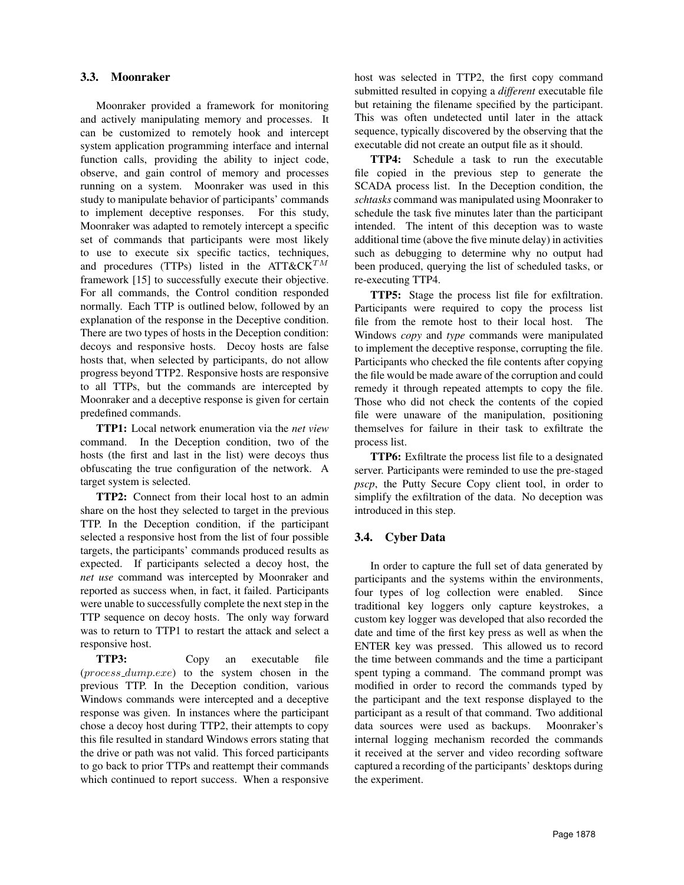### 3.3. Moonraker

Moonraker provided a framework for monitoring and actively manipulating memory and processes. It can be customized to remotely hook and intercept system application programming interface and internal function calls, providing the ability to inject code, observe, and gain control of memory and processes running on a system. Moonraker was used in this study to manipulate behavior of participants' commands to implement deceptive responses. For this study, Moonraker was adapted to remotely intercept a specific set of commands that participants were most likely to use to execute six specific tactics, techniques, and procedures (TTPs) listed in the ATT&CK$^{TM}$ framework [15] to successfully execute their objective. For all commands, the Control condition responded normally. Each TTP is outlined below, followed by an explanation of the response in the Deceptive condition. There are two types of hosts in the Deception condition: decoys and responsive hosts. Decoy hosts are false hosts that, when selected by participants, do not allow progress beyond TTP2. Responsive hosts are responsive to all TTPs, but the commands are intercepted by Moonraker and a deceptive response is given for certain predefined commands.

**TTP1:** Local network enumeration via the *net view* command. In the Deception condition, two of the hosts (the first and last in the list) were decoys thus obfuscating the true configuration of the network. A target system is selected.

**TTP2:** Connect from their local host to an admin share on the host they selected to target in the previous TTP. In the Deception condition, if the participant selected a responsive host from the list of four possible targets, the participants' commands produced results as expected. If participants selected a decoy host, the *net use* command was intercepted by Moonraker and reported as success when, in fact, it failed. Participants were unable to successfully complete the next step in the TTP sequence on decoy hosts. The only way forward was to return to TTP1 to restart the attack and select a responsive host.

**TTP3:** Copy an executable file ($process\_dump.exe$) to the system chosen in the previous TTP. In the Deception condition, various Windows commands were intercepted and a deceptive response was given. In instances where the participant chose a decoy host during TTP2, their attempts to copy this file resulted in standard Windows errors stating that the drive or path was not valid. This forced participants to go back to prior TTPs and reattempt their commands which continued to report success. When a responsive host was selected in TTP2, the first copy command submitted resulted in copying a *different* executable file but retaining the filename specified by the participant. This was often undetected until later in the attack sequence, typically discovered by the observing that the executable did not create an output file as it should.

**TTP4:** Schedule a task to run the executable file copied in the previous step to generate the SCADA process list. In the Deception condition, the *schtasks* command was manipulated using Moonraker to schedule the task five minutes later than the participant intended. The intent of this deception was to waste additional time (above the five minute delay) in activities such as debugging to determine why no output had been produced, querying the list of scheduled tasks, or re-executing TTP4.

**TTP5:** Stage the process list file for exfiltration. Participants were required to copy the process list file from the remote host to their local host. The Windows *copy* and *type* commands were manipulated to implement the deceptive response, corrupting the file. Participants who checked the file contents after copying the file would be made aware of the corruption and could remedy it through repeated attempts to copy the file. Those who did not check the contents of the copied file were unaware of the manipulation, positioning themselves for failure in their task to exfiltrate the process list.

**TTP6:** Exfiltrate the process list file to a designated server. Participants were reminded to use the pre-staged *pscp*, the Putty Secure Copy client tool, in order to simplify the exfiltration of the data. No deception was introduced in this step.

### 3.4. Cyber Data

In order to capture the full set of data generated by participants and the systems within the environments, four types of log collection were enabled. Since traditional key loggers only capture keystrokes, a custom key logger was developed that also recorded the date and time of the first key press as well as when the ENTER key was pressed. This allowed us to record the time between commands and the time a participant spent typing a command. The command prompt was modified in order to record the commands typed by the participant and the text response displayed to the participant as a result of that command. Two additional data sources were used as backups. Moonraker's internal logging mechanism recorded the commands it received at the server and video recording software captured a recording of the participants' desktops during the experiment.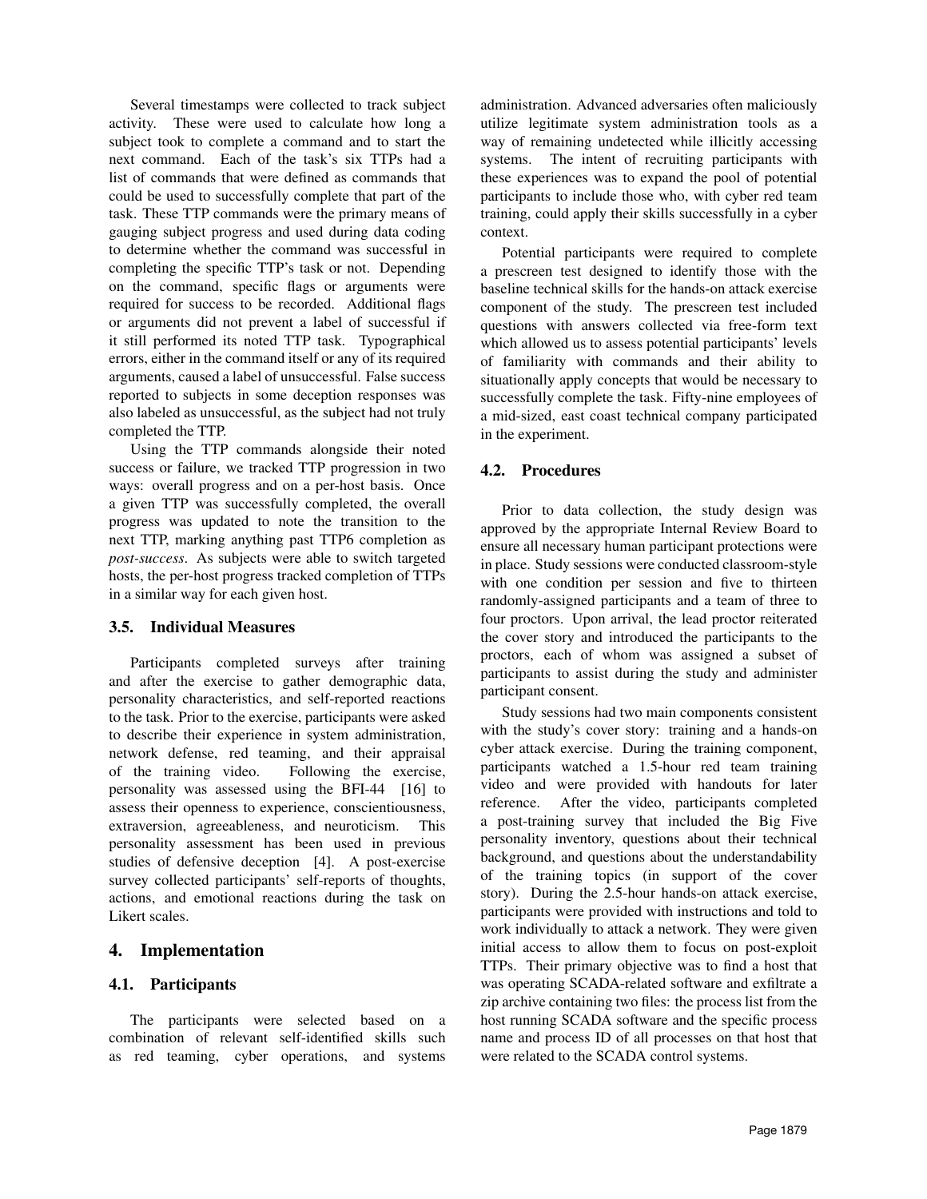Several timestamps were collected to track subject activity. These were used to calculate how long a subject took to complete a command and to start the next command. Each of the task's six TTPs had a list of commands that were defined as commands that could be used to successfully complete that part of the task. These TTP commands were the primary means of gauging subject progress and used during data coding to determine whether the command was successful in completing the specific TTP's task or not. Depending on the command, specific flags or arguments were required for success to be recorded. Additional flags or arguments did not prevent a label of successful if it still performed its noted TTP task. Typographical errors, either in the command itself or any of its required arguments, caused a label of unsuccessful. False success reported to subjects in some deception responses was also labeled as unsuccessful, as the subject had not truly completed the TTP.

Using the TTP commands alongside their noted success or failure, we tracked TTP progression in two ways: overall progress and on a per-host basis. Once a given TTP was successfully completed, the overall progress was updated to note the transition to the next TTP, marking anything past TTP6 completion as *post-success*. As subjects were able to switch targeted hosts, the per-host progress tracked completion of TTPs in a similar way for each given host.

### 3.5. Individual Measures

Participants completed surveys after training and after the exercise to gather demographic data, personality characteristics, and self-reported reactions to the task. Prior to the exercise, participants were asked to describe their experience in system administration, network defense, red teaming, and their appraisal of the training video. Following the exercise, personality was assessed using the BFI-44 [16] to assess their openness to experience, conscientiousness, extraversion, agreeableness, and neuroticism. This personality assessment has been used in previous studies of defensive deception [4]. A post-exercise survey collected participants' self-reports of thoughts, actions, and emotional reactions during the task on Likert scales.

## 4. Implementation

### 4.1. Participants

The participants were selected based on a combination of relevant self-identified skills such as red teaming, cyber operations, and systems administration. Advanced adversaries often maliciously utilize legitimate system administration tools as a way of remaining undetected while illicitly accessing systems. The intent of recruiting participants with these experiences was to expand the pool of potential participants to include those who, with cyber red team training, could apply their skills successfully in a cyber context.

Potential participants were required to complete a prescreen test designed to identify those with the baseline technical skills for the hands-on attack exercise component of the study. The prescreen test included questions with answers collected via free-form text which allowed us to assess potential participants' levels of familiarity with commands and their ability to situationally apply concepts that would be necessary to successfully complete the task. Fifty-nine employees of a mid-sized, east coast technical company participated in the experiment.

### 4.2. Procedures

Prior to data collection, the study design was approved by the appropriate Internal Review Board to ensure all necessary human participant protections were in place. Study sessions were conducted classroom-style with one condition per session and five to thirteen randomly-assigned participants and a team of three to four proctors. Upon arrival, the lead proctor reiterated the cover story and introduced the participants to the proctors, each of whom was assigned a subset of participants to assist during the study and administer participant consent.

Study sessions had two main components consistent with the study's cover story: training and a hands-on cyber attack exercise. During the training component, participants watched a 1.5-hour red team training video and were provided with handouts for later reference. After the video, participants completed a post-training survey that included the Big Five personality inventory, questions about their technical background, and questions about the understandability of the training topics (in support of the cover story). During the 2.5-hour hands-on attack exercise, participants were provided with instructions and told to work individually to attack a network. They were given initial access to allow them to focus on post-exploit TTPs. Their primary objective was to find a host that was operating SCADA-related software and exfiltrate a zip archive containing two files: the process list from the host running SCADA software and the specific process name and process ID of all processes on that host that were related to the SCADA control systems.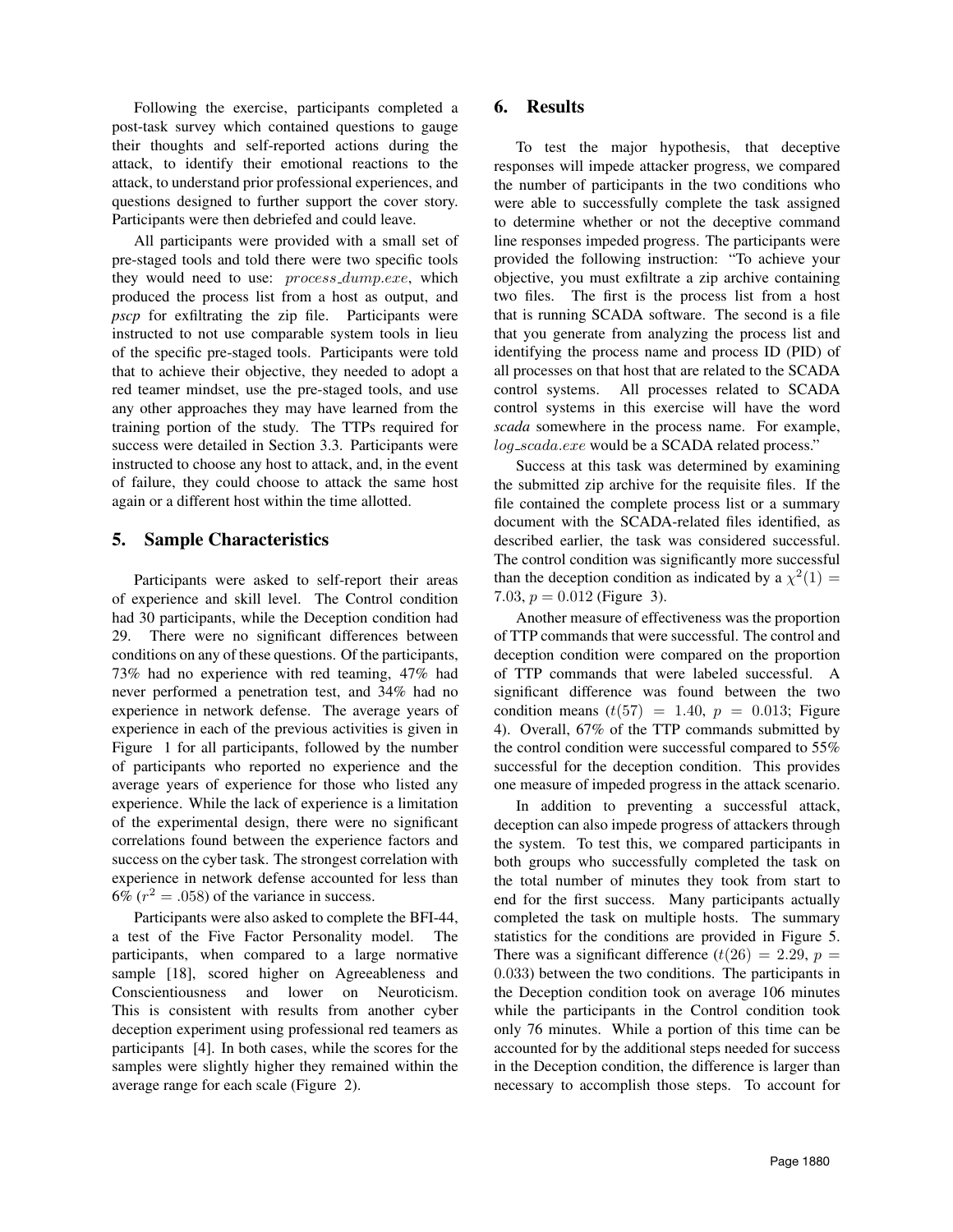Following the exercise, participants completed a post-task survey which contained questions to gauge their thoughts and self-reported actions during the attack, to identify their emotional reactions to the attack, to understand prior professional experiences, and questions designed to further support the cover story. Participants were then debriefed and could leave.

All participants were provided with a small set of pre-staged tools and told there were two specific tools they would need to use: $process\_dump.exe$, which produced the process list from a host as output, and *pscp* for exfiltrating the zip file. Participants were instructed to not use comparable system tools in lieu of the specific pre-staged tools. Participants were told that to achieve their objective, they needed to adopt a red teamer mindset, use the pre-staged tools, and use any other approaches they may have learned from the training portion of the study. The TTPs required for success were detailed in Section 3.3. Participants were instructed to choose any host to attack, and, in the event of failure, they could choose to attack the same host again or a different host within the time allotted.

## 5. Sample Characteristics

Participants were asked to self-report their areas of experience and skill level. The Control condition had 30 participants, while the Deception condition had 29. There were no significant differences between conditions on any of these questions. Of the participants, 73% had no experience with red teaming, 47% had never performed a penetration test, and 34% had no experience in network defense. The average years of experience in each of the previous activities is given in Figure 1 for all participants, followed by the number of participants who reported no experience and the average years of experience for those who listed any experience. While the lack of experience is a limitation of the experimental design, there were no significant correlations found between the experience factors and success on the cyber task. The strongest correlation with experience in network defense accounted for less than 6% ($r^2 = .058$) of the variance in success.

Participants were also asked to complete the BFI-44, a test of the Five Factor Personality model. The participants, when compared to a large normative sample [18], scored higher on Agreeableness and Conscientiousness and lower on Neuroticism. This is consistent with results from another cyber deception experiment using professional red teamers as participants [4]. In both cases, while the scores for the samples were slightly higher they remained within the average range for each scale (Figure 2).

## 6. Results

To test the major hypothesis, that deceptive responses will impede attacker progress, we compared the number of participants in the two conditions who were able to successfully complete the task assigned to determine whether or not the deceptive command line responses impeded progress. The participants were provided the following instruction: "To achieve your objective, you must exfiltrate a zip archive containing two files. The first is the process list from a host that is running SCADA software. The second is a file that you generate from analyzing the process list and identifying the process name and process ID (PID) of all processes on that host that are related to the SCADA control systems. All processes related to SCADA control systems in this exercise will have the word *scada* somewhere in the process name. For example, $log\_scada.exe$ would be a SCADA related process."

Success at this task was determined by examining the submitted zip archive for the requisite files. If the file contained the complete process list or a summary document with the SCADA-related files identified, as described earlier, the task was considered successful. The control condition was significantly more successful than the deception condition as indicated by a $\chi^2(1) = 7.03$, $p = 0.012$ (Figure 3).

Another measure of effectiveness was the proportion of TTP commands that were successful. The control and deception condition were compared on the proportion of TTP commands that were labeled successful. A significant difference was found between the two condition means ($t(57) = 1.40$, $p = 0.013$; Figure 4). Overall, 67% of the TTP commands submitted by the control condition were successful compared to 55% successful for the deception condition. This provides one measure of impeded progress in the attack scenario.

In addition to preventing a successful attack, deception can also impede progress of attackers through the system. To test this, we compared participants in both groups who successfully completed the task on the total number of minutes they took from start to end for the first success. Many participants actually completed the task on multiple hosts. The summary statistics for the conditions are provided in Figure 5. There was a significant difference ($t(26) = 2.29$, $p = 0.033$) between the two conditions. The participants in the Deception condition took on average 106 minutes while the participants in the Control condition took only 76 minutes. While a portion of this time can be accounted for by the additional steps needed for success in the Deception condition, the difference is larger than necessary to accomplish those steps. To account for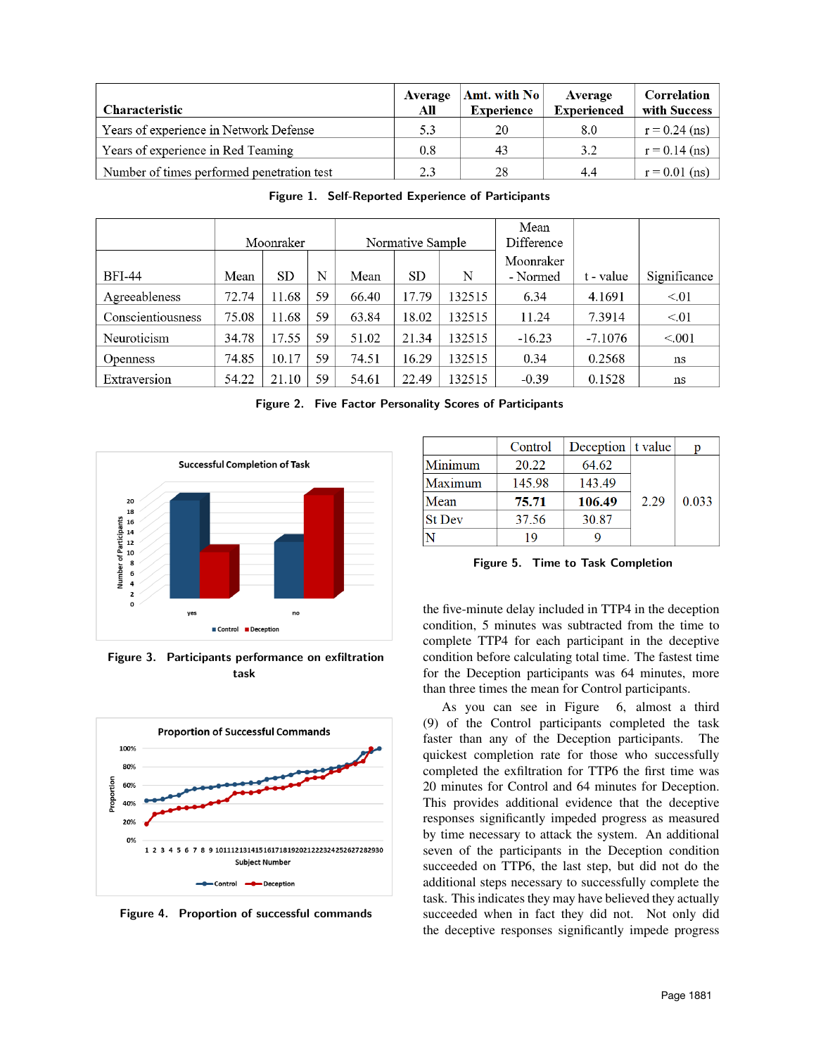| Characteristic | Average All | Amt. with No Experience | Average Experienced | Correlation with Success |
|---|---|---|---|---|
| Years of experience in Network Defense | 5.3 | 20 | 8.0 | r = 0.24 (ns) |
| Years of experience in Red Teaming | 0.8 | 43 | 3.2 | r = 0.14 (ns) |
| Number of times performed penetration test | 2.3 | 28 | 4.4 | r = 0.01 (ns) |

Figure 1. Self-Reported Experience of Participants

| | Moonraker | | | Normative Sample | | | Mean Difference | | |
|---|---|---|---|---|---|---|---|---|---|
| BFI-44 | Mean | SD | N | Mean | SD | N | Moonraker - Normed | t - value | Significance |
| Agreeableness | 72.74 | 11.68 | 59 | 66.40 | 17.79 | 132515 | 6.34 | 4.1691 | <.01 |
| Conscientiousness | 75.08 | 11.68 | 59 | 63.84 | 18.02 | 132515 | 11.24 | 7.3914 | <.01 |
| Neuroticism | 34.78 | 17.55 | 59 | 51.02 | 21.34 | 132515 | -16.23 | -7.1076 | <.001 |
| Openness | 74.85 | 10.17 | 59 | 74.51 | 16.29 | 132515 | 0.34 | 0.2568 | ns |
| Extraversion | 54.22 | 21.10 | 59 | 54.61 | 22.49 | 132515 | -0.39 | 0.1528 | ns |

Figure 2. Five Factor Personality Scores of Participants

Figure 3. Participants performance on exfiltration task

Figure 4. Proportion of successful commands

| | Control | Deception | t value | p |
|---|---|---|---|---|
| Minimum | 20.22 | 64.62 | 2.29 | 0.033 |
| Maximum | 145.98 | 143.49 | | |
| Mean | **75.71** | **106.49** | | |
| St Dev | 37.56 | 30.87 | | |
| N | 19 | 9 | | |

Figure 5. Time to Task Completion

the five-minute delay included in TTP4 in the deception condition, 5 minutes was subtracted from the time to complete TTP4 for each participant in the deceptive condition before calculating total time. The fastest time for the Deception participants was 64 minutes, more than three times the mean for Control participants.

As you can see in Figure 6, almost a third (9) of the Control participants completed the task faster than any of the Deception participants. The quickest completion rate for those who successfully completed the exfiltration for TTP6 the first time was 20 minutes for Control and 64 minutes for Deception. This provides additional evidence that the deceptive responses significantly impeded progress as measured by time necessary to attack the system. An additional seven of the participants in the Deception condition succeeded on TTP6, the last step, but did not do the additional steps necessary to successfully complete the task. This indicates they may have believed they actually succeeded when in fact they did not. Not only did the deceptive responses significantly impede progress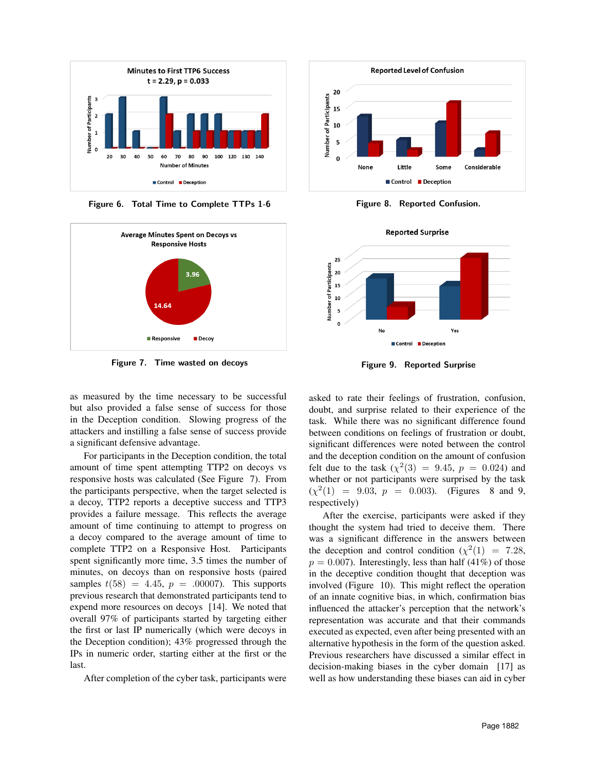Figure 6. Total Time to Complete TTPs 1-6

Figure 8. Reported Confusion.

Figure 7. Time wasted on decoys

Figure 9. Reported Surprise

as measured by the time necessary to be successful but also provided a false sense of success for those in the Deception condition. Slowing progress of the attackers and instilling a false sense of success provide a significant defensive advantage.

For participants in the Deception condition, the total amount of time spent attempting TTP2 on decoys vs responsive hosts was calculated (See Figure 7). From the participants perspective, when the target selected is a decoy, TTP2 reports a deceptive success and TTP3 provides a failure message. This reflects the average amount of time continuing to attempt to progress on a decoy compared to the average amount of time to complete TTP2 on a Responsive Host. Participants spent significantly more time, 3.5 times the number of minutes, on decoys than on responsive hosts (paired samples $t(58) = 4.45$, $p = .00007$). This supports previous research that demonstrated participants tend to expend more resources on decoys [14]. We noted that overall 97% of participants started by targeting either the first or last IP numerically (which were decoys in the Deception condition); 43% progressed through the IPs in numeric order, starting either at the first or the last.

After completion of the cyber task, participants were asked to rate their feelings of frustration, confusion, doubt, and surprise related to their experience of the task. While there was no significant difference found between conditions on feelings of frustration or doubt, significant differences were noted between the control and the deception condition on the amount of confusion felt due to the task ($\chi^2(3) = 9.45$, $p = 0.024$) and whether or not participants were surprised by the task ($\chi^2(1) = 9.03$, $p = 0.003$). (Figures 8 and 9, respectively)

After the exercise, participants were asked if they thought the system had tried to deceive them. There was a significant difference in the answers between the deception and control condition ($\chi^2(1) = 7.28$, $p = 0.007$). Interestingly, less than half (41%) of those in the deceptive condition thought that deception was involved (Figure 10). This might reflect the operation of an innate cognitive bias, in which, confirmation bias influenced the attacker's perception that the network's representation was accurate and that their commands executed as expected, even after being presented with an alternative hypothesis in the form of the question asked. Previous researchers have discussed a similar effect in decision-making biases in the cyber domain [17] as well as how understanding these biases can aid in cyber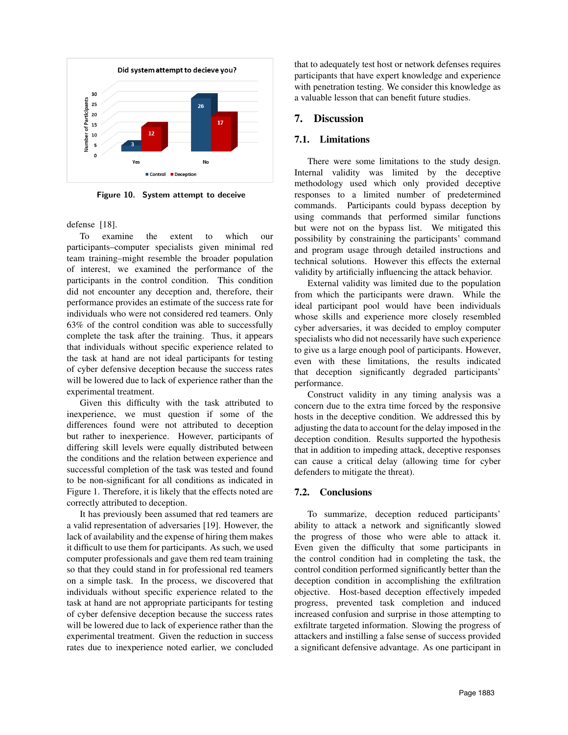Figure 10. System attempt to deceive

defense [18].

To examine the extent to which our participants–computer specialists given minimal red team training–might resemble the broader population of interest, we examined the performance of the participants in the control condition. This condition did not encounter any deception and, therefore, their performance provides an estimate of the success rate for individuals who were not considered red teamers. Only 63% of the control condition was able to successfully complete the task after the training. Thus, it appears that individuals without specific experience related to the task at hand are not ideal participants for testing of cyber defensive deception because the success rates will be lowered due to lack of experience rather than the experimental treatment.

Given this difficulty with the task attributed to inexperience, we must question if some of the differences found were not attributed to deception but rather to inexperience. However, participants of differing skill levels were equally distributed between the conditions and the relation between experience and successful completion of the task was tested and found to be non-significant for all conditions as indicated in Figure 1. Therefore, it is likely that the effects noted are correctly attributed to deception.

It has previously been assumed that red teamers are a valid representation of adversaries [19]. However, the lack of availability and the expense of hiring them makes it difficult to use them for participants. As such, we used computer professionals and gave them red team training so that they could stand in for professional red teamers on a simple task. In the process, we discovered that individuals without specific experience related to the task at hand are not appropriate participants for testing of cyber defensive deception because the success rates will be lowered due to lack of experience rather than the experimental treatment. Given the reduction in success rates due to inexperience noted earlier, we concluded that to adequately test host or network defenses requires participants that have expert knowledge and experience with penetration testing. We consider this knowledge as a valuable lesson that can benefit future studies.

## 7. Discussion

### 7.1. Limitations

There were some limitations to the study design. Internal validity was limited by the deceptive methodology used which only provided deceptive responses to a limited number of predetermined commands. Participants could bypass deception by using commands that performed similar functions but were not on the bypass list. We mitigated this possibility by constraining the participants' command and program usage through detailed instructions and technical solutions. However this effects the external validity by artificially influencing the attack behavior.

External validity was limited due to the population from which the participants were drawn. While the ideal participant pool would have been individuals whose skills and experience more closely resembled cyber adversaries, it was decided to employ computer specialists who did not necessarily have such experience to give us a large enough pool of participants. However, even with these limitations, the results indicated that deception significantly degraded participants' performance.

Construct validity in any timing analysis was a concern due to the extra time forced by the responsive hosts in the deceptive condition. We addressed this by adjusting the data to account for the delay imposed in the deception condition. Results supported the hypothesis that in addition to impeding attack, deceptive responses can cause a critical delay (allowing time for cyber defenders to mitigate the threat).

### 7.2. Conclusions

To summarize, deception reduced participants' ability to attack a network and significantly slowed the progress of those who were able to attack it. Even given the difficulty that some participants in the control condition had in completing the task, the control condition performed significantly better than the deception condition in accomplishing the exfiltration objective. Host-based deception effectively impeded progress, prevented task completion and induced increased confusion and surprise in those attempting to exfiltrate targeted information. Slowing the progress of attackers and instilling a false sense of success provided a significant defensive advantage. As one participant in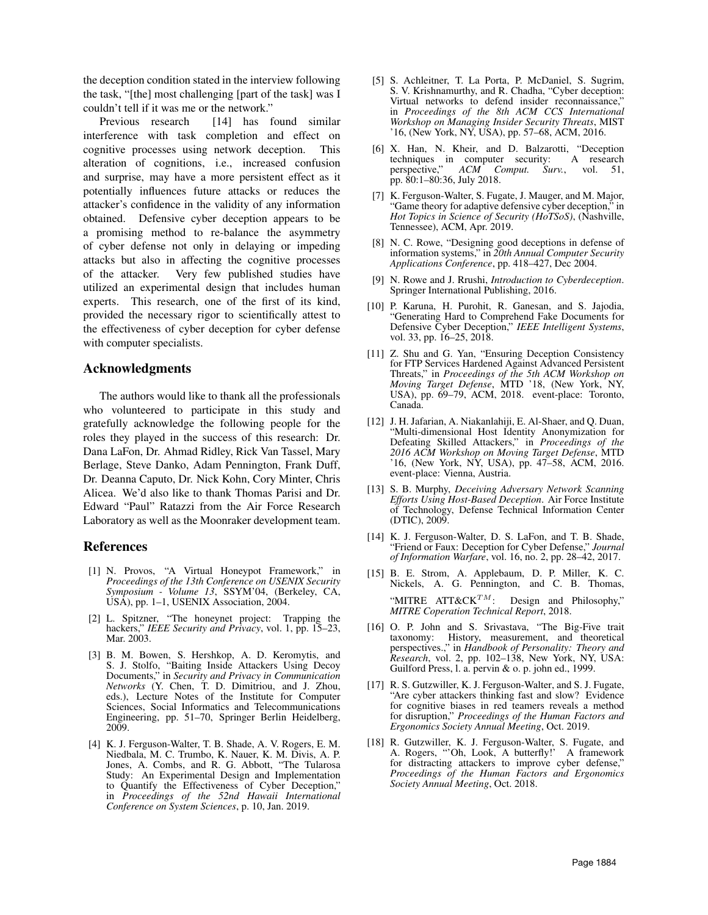the deception condition stated in the interview following the task, "[the] most challenging [part of the task] was I couldn't tell if it was me or the network."

Previous research [14] has found similar interference with task completion and effect on cognitive processes using network deception. This alteration of cognitions, i.e., increased confusion and surprise, may have a more persistent effect as it potentially influences future attacks or reduces the attacker's confidence in the validity of any information obtained. Defensive cyber deception appears to be a promising method to re-balance the asymmetry of cyber defense not only in delaying or impeding attacks but also in affecting the cognitive processes of the attacker. Very few published studies have utilized an experimental design that includes human experts. This research, one of the first of its kind, provided the necessary rigor to scientifically attest to the effectiveness of cyber deception for cyber defense with computer specialists.

## Acknowledgments

The authors would like to thank all the professionals who volunteered to participate in this study and gratefully acknowledge the following people for the roles they played in the success of this research: Dr. Dana LaFon, Dr. Ahmad Ridley, Rick Van Tassel, Mary Berlage, Steve Danko, Adam Pennington, Frank Duff, Dr. Deanna Caputo, Dr. Nick Kohn, Cory Minter, Chris Alicea. We'd also like to thank Thomas Parisi and Dr. Edward "Paul" Ratazzi from the Air Force Research Laboratory as well as the Moonraker development team.

## References

[1] N. Provos, "A Virtual Honeypot Framework," in *Proceedings of the 13th Conference on USENIX Security Symposium - Volume 13*, SSYM'04, (Berkeley, CA, USA), pp. 1–1, USENIX Association, 2004.

[2] L. Spitzner, "The honeynet project: Trapping the hackers," *IEEE Security and Privacy*, vol. 1, pp. 15–23, Mar. 2003.

[3] B. M. Bowen, S. Hershkop, A. D. Keromytis, and S. J. Stolfo, "Baiting Inside Attackers Using Decoy Documents," in *Security and Privacy in Communication Networks* (Y. Chen, T. D. Dimitriou, and J. Zhou, eds.), Lecture Notes of the Institute for Computer Sciences, Social Informatics and Telecommunications Engineering, pp. 51–70, Springer Berlin Heidelberg, 2009.

[4] K. J. Ferguson-Walter, T. B. Shade, A. V. Rogers, E. M. Niedbala, M. C. Trumbo, K. Nauer, K. M. Divis, A. P. Jones, A. Combs, and R. G. Abbott, "The Tularosa Study: An Experimental Design and Implementation to Quantify the Effectiveness of Cyber Deception," in *Proceedings of the 52nd Hawaii International Conference on System Sciences*, p. 10, Jan. 2019.

[5] S. Achleitner, T. La Porta, P. McDaniel, S. Sugrim, S. V. Krishnamurthy, and R. Chadha, "Cyber deception: Virtual networks to defend insider reconnaissance," in *Proceedings of the 8th ACM CCS International Workshop on Managing Insider Security Threats*, MIST '16, (New York, NY, USA), pp. 57–68, ACM, 2016.

[6] X. Han, N. Kheir, and D. Balzarotti, "Deception techniques in computer security: A research perspective," *ACM Comput. Surv.*, vol. 51, pp. 80:1–80:36, July 2018.

[7] K. Ferguson-Walter, S. Fugate, J. Mauger, and M. Major, "Game theory for adaptive defensive cyber deception," in *Hot Topics in Science of Security (HoTSoS)*, (Nashville, Tennessee), ACM, Apr. 2019.

[8] N. C. Rowe, "Designing good deceptions in defense of information systems," in *20th Annual Computer Security Applications Conference*, pp. 418–427, Dec 2004.

[9] N. Rowe and J. Rrushi, *Introduction to Cyberdeception*. Springer International Publishing, 2016.

[10] P. Karuna, H. Purohit, R. Ganesan, and S. Jajodia, "Generating Hard to Comprehend Fake Documents for Defensive Cyber Deception," *IEEE Intelligent Systems*, vol. 33, pp. 16–25, 2018.

[11] Z. Shu and G. Yan, "Ensuring Deception Consistency for FTP Services Hardened Against Advanced Persistent Threats," in *Proceedings of the 5th ACM Workshop on Moving Target Defense*, MTD '18, (New York, NY, USA), pp. 69–79, ACM, 2018. event-place: Toronto, Canada.

[12] J. H. Jafarian, A. Niakanlahiji, E. Al-Shaer, and Q. Duan, "Multi-dimensional Host Identity Anonymization for Defeating Skilled Attackers," in *Proceedings of the 2016 ACM Workshop on Moving Target Defense*, MTD '16, (New York, NY, USA), pp. 47–58, ACM, 2016. event-place: Vienna, Austria.

[13] S. B. Murphy, *Deceiving Adversary Network Scanning Efforts Using Host-Based Deception*. Air Force Institute of Technology, Defense Technical Information Center (DTIC), 2009.

[14] K. J. Ferguson-Walter, D. S. LaFon, and T. B. Shade, "Friend or Faux: Deception for Cyber Defense," *Journal of Information Warfare*, vol. 16, no. 2, pp. 28–42, 2017.

[15] B. E. Strom, A. Applebaum, D. P. Miller, K. C. Nickels, A. G. Pennington, and C. B. Thomas, "MITRE ATT&CK$^{TM}$: Design and Philosophy," *MITRE Coperation Technical Report*, 2018.

[16] O. P. John and S. Srivastava, "The Big-Five trait taxonomy: History, measurement, and theoretical perspectives.," in *Handbook of Personality: Theory and Research*, vol. 2, pp. 102–138, New York, NY, USA: Guilford Press, l. a. pervin & o. p. john ed., 1999.

[17] R. S. Gutzwiller, K. J. Ferguson-Walter, and S. J. Fugate, "Are cyber attackers thinking fast and slow? Evidence for cognitive biases in red teamers reveals a method for disruption," *Proceedings of the Human Factors and Ergonomics Society Annual Meeting*, Oct. 2019.

[18] R. Gutzwiller, K. J. Ferguson-Walter, S. Fugate, and A. Rogers, "'Oh, Look, A butterfly!' A framework for distracting attackers to improve cyber defense," *Proceedings of the Human Factors and Ergonomics Society Annual Meeting*, Oct. 2018.